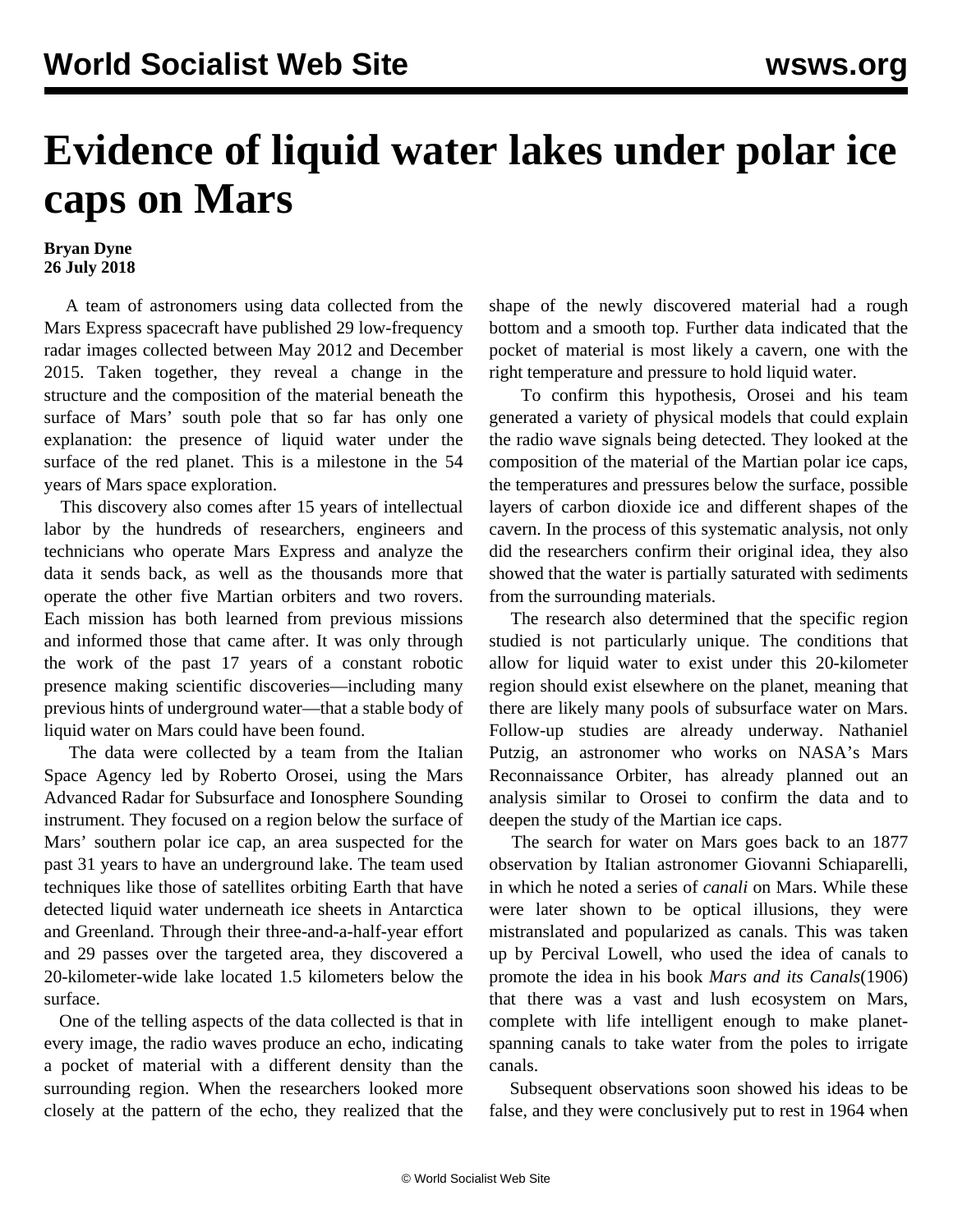# Evidence of liquid water lakes under polar ice caps on Mars

**Bryan Dyne**
**26 July 2018**

A team of astronomers using data collected from the Mars Express spacecraft have published 29 low-frequency radar images collected between May 2012 and December 2015. Taken together, they reveal a change in the structure and the composition of the material beneath the surface of Mars' south pole that so far has only one explanation: the presence of liquid water under the surface of the red planet. This is a milestone in the 54 years of Mars space exploration.

This discovery also comes after 15 years of intellectual labor by the hundreds of researchers, engineers and technicians who operate Mars Express and analyze the data it sends back, as well as the thousands more that operate the other five Martian orbiters and two rovers. Each mission has both learned from previous missions and informed those that came after. It was only through the work of the past 17 years of a constant robotic presence making scientific discoveries—including many previous hints of underground water—that a stable body of liquid water on Mars could have been found.

The data were collected by a team from the Italian Space Agency led by Roberto Orosei, using the Mars Advanced Radar for Subsurface and Ionosphere Sounding instrument. They focused on a region below the surface of Mars' southern polar ice cap, an area suspected for the past 31 years to have an underground lake. The team used techniques like those of satellites orbiting Earth that have detected liquid water underneath ice sheets in Antarctica and Greenland. Through their three-and-a-half-year effort and 29 passes over the targeted area, they discovered a 20-kilometer-wide lake located 1.5 kilometers below the surface.

One of the telling aspects of the data collected is that in every image, the radio waves produce an echo, indicating a pocket of material with a different density than the surrounding region. When the researchers looked more closely at the pattern of the echo, they realized that the shape of the newly discovered material had a rough bottom and a smooth top. Further data indicated that the pocket of material is most likely a cavern, one with the right temperature and pressure to hold liquid water.

To confirm this hypothesis, Orosei and his team generated a variety of physical models that could explain the radio wave signals being detected. They looked at the composition of the material of the Martian polar ice caps, the temperatures and pressures below the surface, possible layers of carbon dioxide ice and different shapes of the cavern. In the process of this systematic analysis, not only did the researchers confirm their original idea, they also showed that the water is partially saturated with sediments from the surrounding materials.

The research also determined that the specific region studied is not particularly unique. The conditions that allow for liquid water to exist under this 20-kilometer region should exist elsewhere on the planet, meaning that there are likely many pools of subsurface water on Mars. Follow-up studies are already underway. Nathaniel Putzig, an astronomer who works on NASA's Mars Reconnaissance Orbiter, has already planned out an analysis similar to Orosei to confirm the data and to deepen the study of the Martian ice caps.

The search for water on Mars goes back to an 1877 observation by Italian astronomer Giovanni Schiaparelli, in which he noted a series of *canali* on Mars. While these were later shown to be optical illusions, they were mistranslated and popularized as canals. This was taken up by Percival Lowell, who used the idea of canals to promote the idea in his book *Mars and its Canals*(1906) that there was a vast and lush ecosystem on Mars, complete with life intelligent enough to make planet-spanning canals to take water from the poles to irrigate canals.

Subsequent observations soon showed his ideas to be false, and they were conclusively put to rest in 1964 when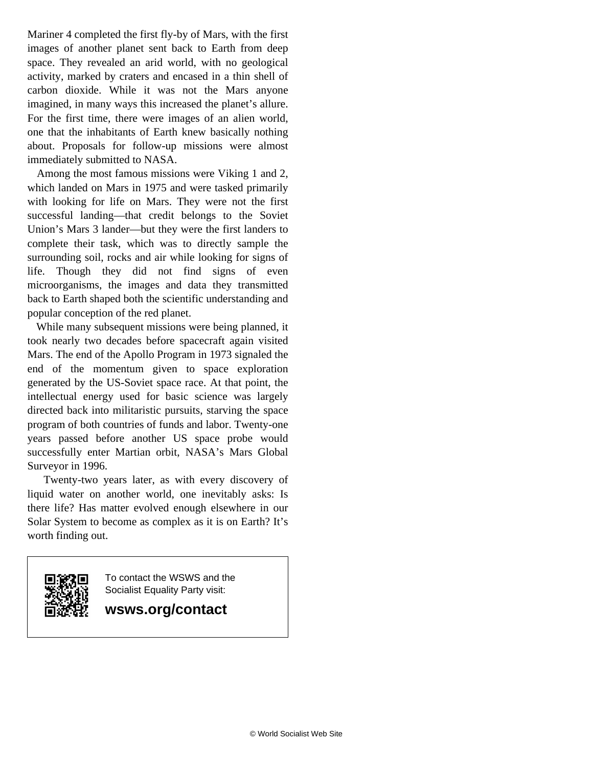Mariner 4 completed the first fly-by of Mars, with the first images of another planet sent back to Earth from deep space. They revealed an arid world, with no geological activity, marked by craters and encased in a thin shell of carbon dioxide. While it was not the Mars anyone imagined, in many ways this increased the planet's allure. For the first time, there were images of an alien world, one that the inhabitants of Earth knew basically nothing about. Proposals for follow-up missions were almost immediately submitted to NASA.

Among the most famous missions were Viking 1 and 2, which landed on Mars in 1975 and were tasked primarily with looking for life on Mars. They were not the first successful landing—that credit belongs to the Soviet Union's Mars 3 lander—but they were the first landers to complete their task, which was to directly sample the surrounding soil, rocks and air while looking for signs of life. Though they did not find signs of even microorganisms, the images and data they transmitted back to Earth shaped both the scientific understanding and popular conception of the red planet.

While many subsequent missions were being planned, it took nearly two decades before spacecraft again visited Mars. The end of the Apollo Program in 1973 signaled the end of the momentum given to space exploration generated by the US-Soviet space race. At that point, the intellectual energy used for basic science was largely directed back into militaristic pursuits, starving the space program of both countries of funds and labor. Twenty-one years passed before another US space probe would successfully enter Martian orbit, NASA's Mars Global Surveyor in 1996.

Twenty-two years later, as with every discovery of liquid water on another world, one inevitably asks: Is there life? Has matter evolved enough elsewhere in our Solar System to become as complex as it is on Earth? It's worth finding out.

To contact the WSWS and the Socialist Equality Party visit:

**wsws.org/contact**

© World Socialist Web Site